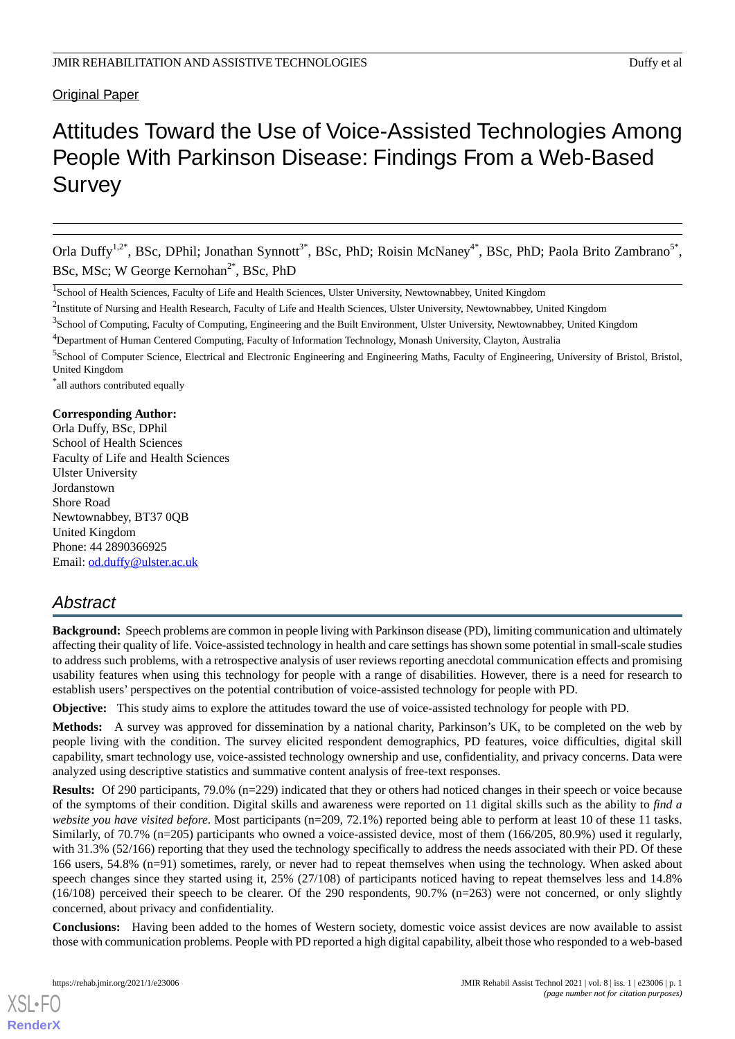Original Paper

# Attitudes Toward the Use of Voice-Assisted Technologies Among People With Parkinson Disease: Findings From a Web-Based Survey

Orla Duffy[1,2*], BSc, DPhil; Jonathan Synnott[3*], BSc, PhD; Roisin McNaney[4*], BSc, PhD; Paola Brito Zambrano[5*], BSc, MSc; W George Kernohan[2*], BSc, PhD

[1]School of Health Sciences, Faculty of Life and Health Sciences, Ulster University, Newtownabbey, United Kingdom

[2]Institute of Nursing and Health Research, Faculty of Life and Health Sciences, Ulster University, Newtownabbey, United Kingdom

[3]School of Computing, Faculty of Computing, Engineering and the Built Environment, Ulster University, Newtownabbey, United Kingdom

[4]Department of Human Centered Computing, Faculty of Information Technology, Monash University, Clayton, Australia

[5]School of Computer Science, Electrical and Electronic Engineering and Engineering Maths, Faculty of Engineering, University of Bristol, Bristol, United Kingdom

[*]all authors contributed equally

**Corresponding Author:**
Orla Duffy, BSc, DPhil
School of Health Sciences
Faculty of Life and Health Sciences
Ulster University
Jordanstown
Shore Road
Newtownabbey, BT37 0QB
United Kingdom
Phone: 44 2890366925
Email: od.duffy@ulster.ac.uk

## Abstract

**Background:** Speech problems are common in people living with Parkinson disease (PD), limiting communication and ultimately affecting their quality of life. Voice-assisted technology in health and care settings has shown some potential in small-scale studies to address such problems, with a retrospective analysis of user reviews reporting anecdotal communication effects and promising usability features when using this technology for people with a range of disabilities. However, there is a need for research to establish users' perspectives on the potential contribution of voice-assisted technology for people with PD.

**Objective:** This study aims to explore the attitudes toward the use of voice-assisted technology for people with PD.

**Methods:** A survey was approved for dissemination by a national charity, Parkinson's UK, to be completed on the web by people living with the condition. The survey elicited respondent demographics, PD features, voice difficulties, digital skill capability, smart technology use, voice-assisted technology ownership and use, confidentiality, and privacy concerns. Data were analyzed using descriptive statistics and summative content analysis of free-text responses.

**Results:** Of 290 participants, 79.0% (n=229) indicated that they or others had noticed changes in their speech or voice because of the symptoms of their condition. Digital skills and awareness were reported on 11 digital skills such as the ability to *find a website you have visited before*. Most participants (n=209, 72.1%) reported being able to perform at least 10 of these 11 tasks. Similarly, of 70.7% (n=205) participants who owned a voice-assisted device, most of them (166/205, 80.9%) used it regularly, with 31.3% (52/166) reporting that they used the technology specifically to address the needs associated with their PD. Of these 166 users, 54.8% (n=91) sometimes, rarely, or never had to repeat themselves when using the technology. When asked about speech changes since they started using it, 25% (27/108) of participants noticed having to repeat themselves less and 14.8% (16/108) perceived their speech to be clearer. Of the 290 respondents, 90.7% (n=263) were not concerned, or only slightly concerned, about privacy and confidentiality.

**Conclusions:** Having been added to the homes of Western society, domestic voice assist devices are now available to assist those with communication problems. People with PD reported a high digital capability, albeit those who responded to a web-based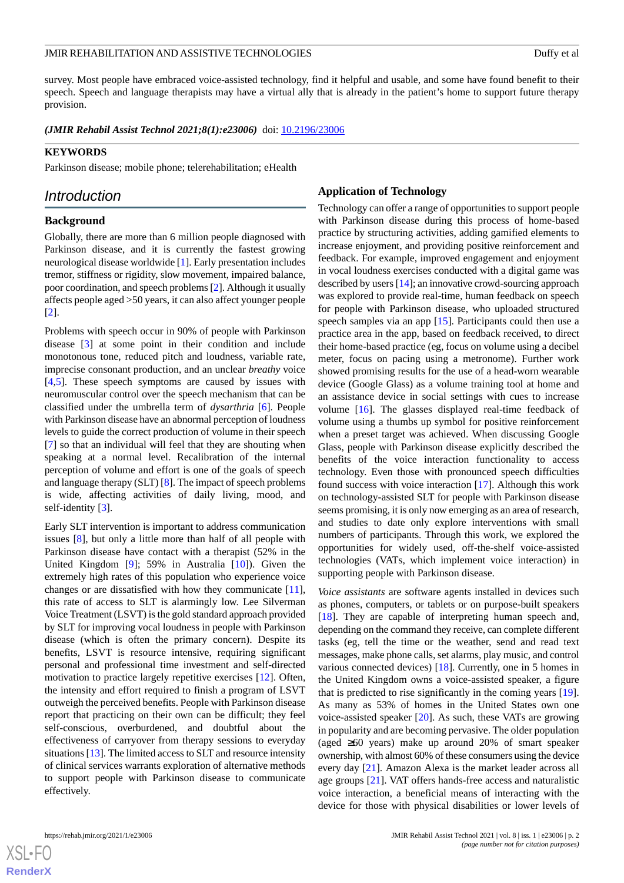survey. Most people have embraced voice-assisted technology, find it helpful and usable, and some have found benefit to their speech. Speech and language therapists may have a virtual ally that is already in the patient's home to support future therapy provision.

***(JMIR Rehabil Assist Technol 2021;8(1):e23006)*** doi: 10.2196/23006

**KEYWORDS**

Parkinson disease; mobile phone; telerehabilitation; eHealth

## Introduction

### Background

Globally, there are more than 6 million people diagnosed with Parkinson disease, and it is currently the fastest growing neurological disease worldwide [1]. Early presentation includes tremor, stiffness or rigidity, slow movement, impaired balance, poor coordination, and speech problems [2]. Although it usually affects people aged >50 years, it can also affect younger people [2].

Problems with speech occur in 90% of people with Parkinson disease [3] at some point in their condition and include monotonous tone, reduced pitch and loudness, variable rate, imprecise consonant production, and an unclear *breathy* voice [4,5]. These speech symptoms are caused by issues with neuromuscular control over the speech mechanism that can be classified under the umbrella term of *dysarthria* [6]. People with Parkinson disease have an abnormal perception of loudness levels to guide the correct production of volume in their speech [7] so that an individual will feel that they are shouting when speaking at a normal level. Recalibration of the internal perception of volume and effort is one of the goals of speech and language therapy (SLT) [8]. The impact of speech problems is wide, affecting activities of daily living, mood, and self-identity [3].

Early SLT intervention is important to address communication issues [8], but only a little more than half of all people with Parkinson disease have contact with a therapist (52% in the United Kingdom [9]; 59% in Australia [10]). Given the extremely high rates of this population who experience voice changes or are dissatisfied with how they communicate [11], this rate of access to SLT is alarmingly low. Lee Silverman Voice Treatment (LSVT) is the gold standard approach provided by SLT for improving vocal loudness in people with Parkinson disease (which is often the primary concern). Despite its benefits, LSVT is resource intensive, requiring significant personal and professional time investment and self-directed motivation to practice largely repetitive exercises [12]. Often, the intensity and effort required to finish a program of LSVT outweigh the perceived benefits. People with Parkinson disease report that practicing on their own can be difficult; they feel self-conscious, overburdened, and doubtful about the effectiveness of carryover from therapy sessions to everyday situations [13]. The limited access to SLT and resource intensity of clinical services warrants exploration of alternative methods to support people with Parkinson disease to communicate effectively.

### Application of Technology

Technology can offer a range of opportunities to support people with Parkinson disease during this process of home-based practice by structuring activities, adding gamified elements to increase enjoyment, and providing positive reinforcement and feedback. For example, improved engagement and enjoyment in vocal loudness exercises conducted with a digital game was described by users [14]; an innovative crowd-sourcing approach was explored to provide real-time, human feedback on speech for people with Parkinson disease, who uploaded structured speech samples via an app [15]. Participants could then use a practice area in the app, based on feedback received, to direct their home-based practice (eg, focus on volume using a decibel meter, focus on pacing using a metronome). Further work showed promising results for the use of a head-worn wearable device (Google Glass) as a volume training tool at home and an assistance device in social settings with cues to increase volume [16]. The glasses displayed real-time feedback of volume using a thumbs up symbol for positive reinforcement when a preset target was achieved. When discussing Google Glass, people with Parkinson disease explicitly described the benefits of the voice interaction functionality to access technology. Even those with pronounced speech difficulties found success with voice interaction [17]. Although this work on technology-assisted SLT for people with Parkinson disease seems promising, it is only now emerging as an area of research, and studies to date only explore interventions with small numbers of participants. Through this work, we explored the opportunities for widely used, off-the-shelf voice-assisted technologies (VATs, which implement voice interaction) in supporting people with Parkinson disease.

*Voice assistants* are software agents installed in devices such as phones, computers, or tablets or on purpose-built speakers [18]. They are capable of interpreting human speech and, depending on the command they receive, can complete different tasks (eg, tell the time or the weather, send and read text messages, make phone calls, set alarms, play music, and control various connected devices) [18]. Currently, one in 5 homes in the United Kingdom owns a voice-assisted speaker, a figure that is predicted to rise significantly in the coming years [19]. As many as 53% of homes in the United States own one voice-assisted speaker [20]. As such, these VATs are growing in popularity and are becoming pervasive. The older population (aged ≥60 years) make up around 20% of smart speaker ownership, with almost 60% of these consumers using the device every day [21]. Amazon Alexa is the market leader across all age groups [21]. VAT offers hands-free access and naturalistic voice interaction, a beneficial means of interacting with the device for those with physical disabilities or lower levels of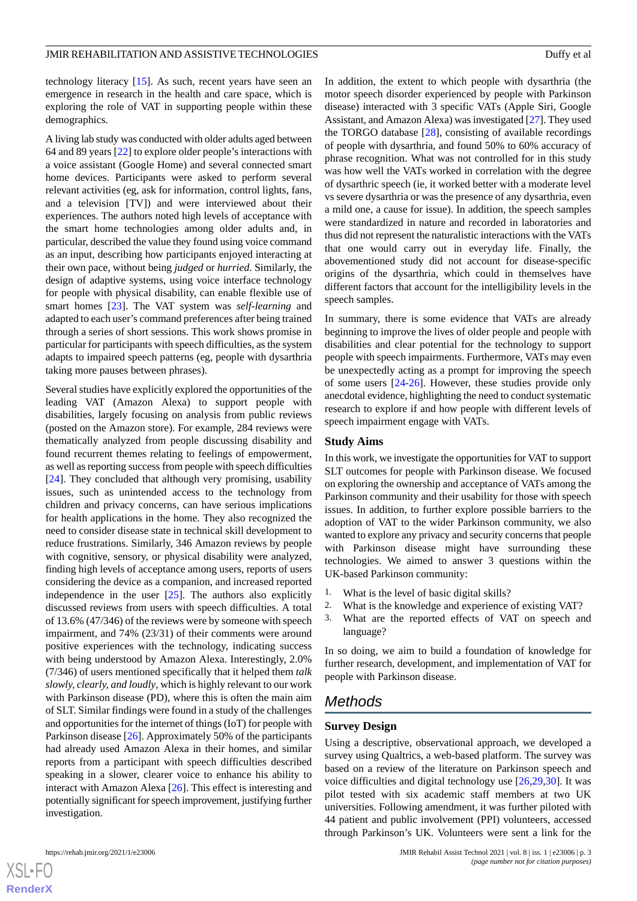technology literacy [15]. As such, recent years have seen an emergence in research in the health and care space, which is exploring the role of VAT in supporting people within these demographics.

A living lab study was conducted with older adults aged between 64 and 89 years [22] to explore older people's interactions with a voice assistant (Google Home) and several connected smart home devices. Participants were asked to perform several relevant activities (eg, ask for information, control lights, fans, and a television [TV]) and were interviewed about their experiences. The authors noted high levels of acceptance with the smart home technologies among older adults and, in particular, described the value they found using voice command as an input, describing how participants enjoyed interacting at their own pace, without being *judged* or *hurried*. Similarly, the design of adaptive systems, using voice interface technology for people with physical disability, can enable flexible use of smart homes [23]. The VAT system was *self-learning* and adapted to each user's command preferences after being trained through a series of short sessions. This work shows promise in particular for participants with speech difficulties, as the system adapts to impaired speech patterns (eg, people with dysarthria taking more pauses between phrases).

Several studies have explicitly explored the opportunities of the leading VAT (Amazon Alexa) to support people with disabilities, largely focusing on analysis from public reviews (posted on the Amazon store). For example, 284 reviews were thematically analyzed from people discussing disability and found recurrent themes relating to feelings of empowerment, as well as reporting success from people with speech difficulties [24]. They concluded that although very promising, usability issues, such as unintended access to the technology from children and privacy concerns, can have serious implications for health applications in the home. They also recognized the need to consider disease state in technical skill development to reduce frustrations. Similarly, 346 Amazon reviews by people with cognitive, sensory, or physical disability were analyzed, finding high levels of acceptance among users, reports of users considering the device as a companion, and increased reported independence in the user [25]. The authors also explicitly discussed reviews from users with speech difficulties. A total of 13.6% (47/346) of the reviews were by someone with speech impairment, and 74% (23/31) of their comments were around positive experiences with the technology, indicating success with being understood by Amazon Alexa. Interestingly, 2.0% (7/346) of users mentioned specifically that it helped them *talk slowly, clearly, and loudly*, which is highly relevant to our work with Parkinson disease (PD), where this is often the main aim of SLT. Similar findings were found in a study of the challenges and opportunities for the internet of things (IoT) for people with Parkinson disease [26]. Approximately 50% of the participants had already used Amazon Alexa in their homes, and similar reports from a participant with speech difficulties described speaking in a slower, clearer voice to enhance his ability to interact with Amazon Alexa [26]. This effect is interesting and potentially significant for speech improvement, justifying further investigation.

In addition, the extent to which people with dysarthria (the motor speech disorder experienced by people with Parkinson disease) interacted with 3 specific VATs (Apple Siri, Google Assistant, and Amazon Alexa) was investigated [27]. They used the TORGO database [28], consisting of available recordings of people with dysarthria, and found 50% to 60% accuracy of phrase recognition. What was not controlled for in this study was how well the VATs worked in correlation with the degree of dysarthric speech (ie, it worked better with a moderate level vs severe dysarthria or was the presence of any dysarthria, even a mild one, a cause for issue). In addition, the speech samples were standardized in nature and recorded in laboratories and thus did not represent the naturalistic interactions with the VATs that one would carry out in everyday life. Finally, the abovementioned study did not account for disease-specific origins of the dysarthria, which could in themselves have different factors that account for the intelligibility levels in the speech samples.

In summary, there is some evidence that VATs are already beginning to improve the lives of older people and people with disabilities and clear potential for the technology to support people with speech impairments. Furthermore, VATs may even be unexpectedly acting as a prompt for improving the speech of some users [24-26]. However, these studies provide only anecdotal evidence, highlighting the need to conduct systematic research to explore if and how people with different levels of speech impairment engage with VATs.

### Study Aims

In this work, we investigate the opportunities for VAT to support SLT outcomes for people with Parkinson disease. We focused on exploring the ownership and acceptance of VATs among the Parkinson community and their usability for those with speech issues. In addition, to further explore possible barriers to the adoption of VAT to the wider Parkinson community, we also wanted to explore any privacy and security concerns that people with Parkinson disease might have surrounding these technologies. We aimed to answer 3 questions within the UK-based Parkinson community:

1. What is the level of basic digital skills?
2. What is the knowledge and experience of existing VAT?
3. What are the reported effects of VAT on speech and language?

In so doing, we aim to build a foundation of knowledge for further research, development, and implementation of VAT for people with Parkinson disease.

## Methods

### Survey Design

Using a descriptive, observational approach, we developed a survey using Qualtrics, a web-based platform. The survey was based on a review of the literature on Parkinson speech and voice difficulties and digital technology use [26,29,30]. It was pilot tested with six academic staff members at two UK universities. Following amendment, it was further piloted with 44 patient and public involvement (PPI) volunteers, accessed through Parkinson's UK. Volunteers were sent a link for the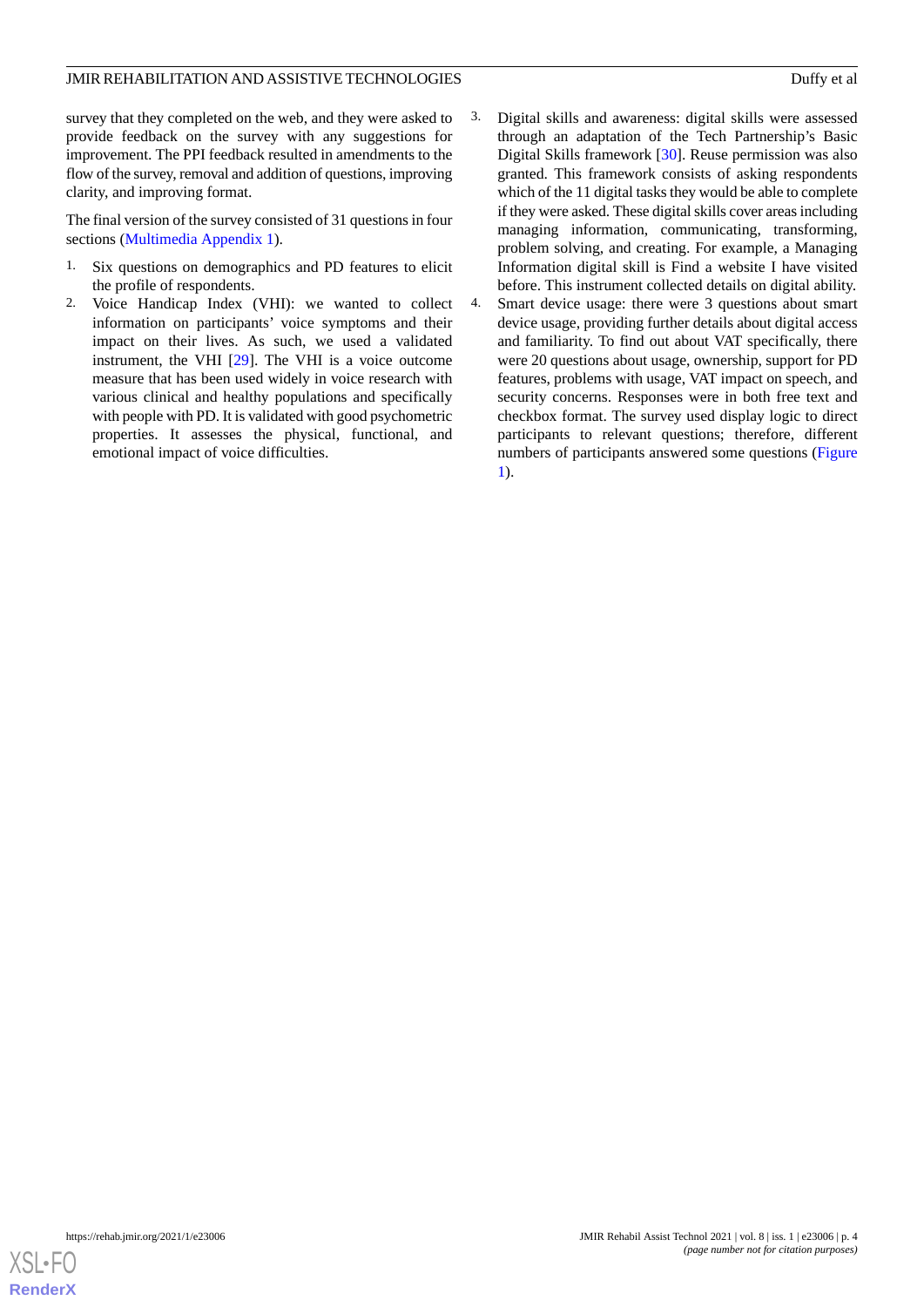survey that they completed on the web, and they were asked to provide feedback on the survey with any suggestions for improvement. The PPI feedback resulted in amendments to the flow of the survey, removal and addition of questions, improving clarity, and improving format.

The final version of the survey consisted of 31 questions in four sections (Multimedia Appendix 1).

1. Six questions on demographics and PD features to elicit the profile of respondents.
2. Voice Handicap Index (VHI): we wanted to collect information on participants' voice symptoms and their impact on their lives. As such, we used a validated instrument, the VHI [29]. The VHI is a voice outcome measure that has been used widely in voice research with various clinical and healthy populations and specifically with people with PD. It is validated with good psychometric properties. It assesses the physical, functional, and emotional impact of voice difficulties.
3. Digital skills and awareness: digital skills were assessed through an adaptation of the Tech Partnership's Basic Digital Skills framework [30]. Reuse permission was also granted. This framework consists of asking respondents which of the 11 digital tasks they would be able to complete if they were asked. These digital skills cover areas including managing information, communicating, transforming, problem solving, and creating. For example, a Managing Information digital skill is Find a website I have visited before. This instrument collected details on digital ability.
4. Smart device usage: there were 3 questions about smart device usage, providing further details about digital access and familiarity. To find out about VAT specifically, there were 20 questions about usage, ownership, support for PD features, problems with usage, VAT impact on speech, and security concerns. Responses were in both free text and checkbox format. The survey used display logic to direct participants to relevant questions; therefore, different numbers of participants answered some questions (Figure 1).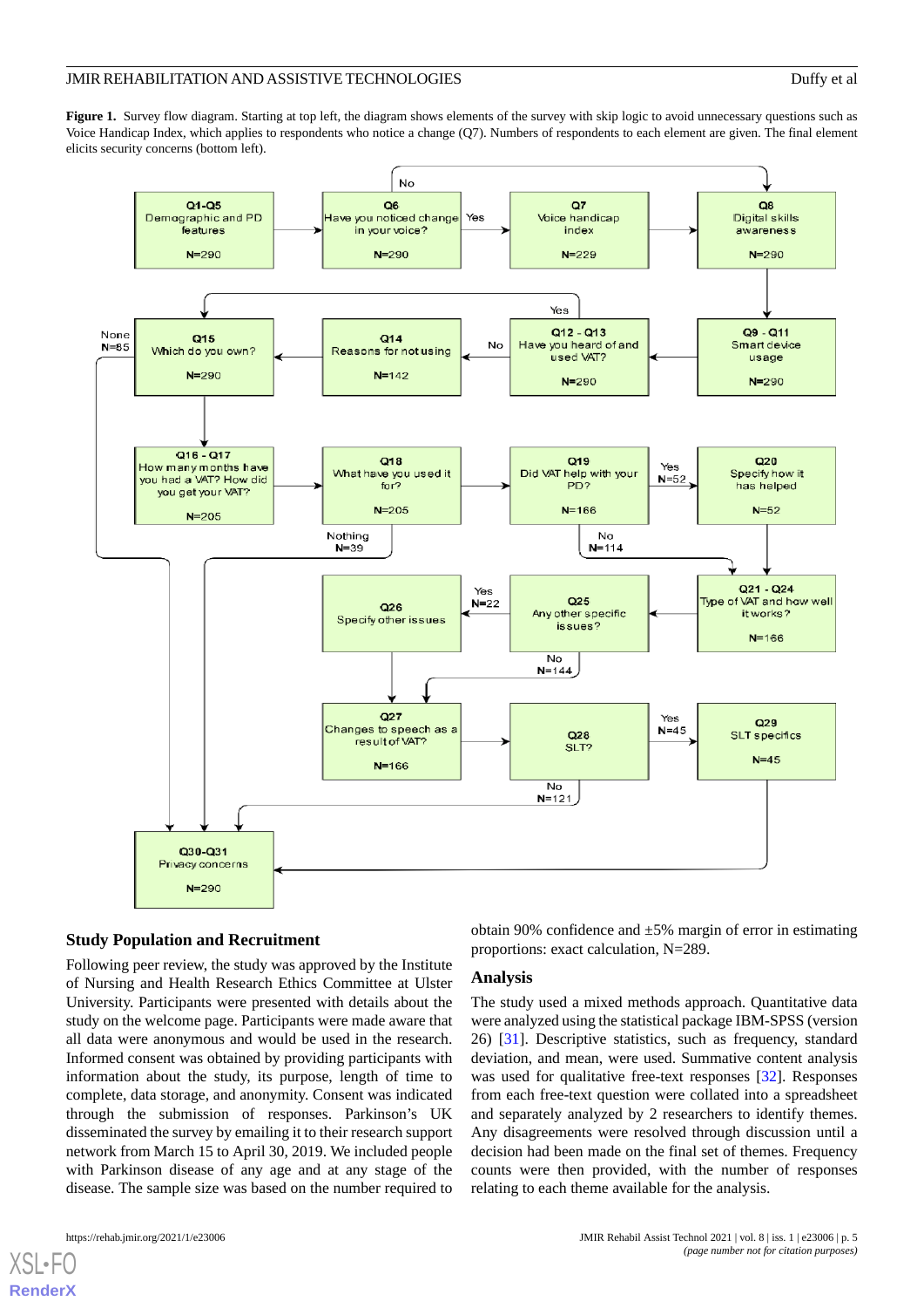**Figure 1.** Survey flow diagram. Starting at top left, the diagram shows elements of the survey with skip logic to avoid unnecessary questions such as Voice Handicap Index, which applies to respondents who notice a change (Q7). Numbers of respondents to each element are given. The final element elicits security concerns (bottom left).

### Study Population and Recruitment

Following peer review, the study was approved by the Institute of Nursing and Health Research Ethics Committee at Ulster University. Participants were presented with details about the study on the welcome page. Participants were made aware that all data were anonymous and would be used in the research. Informed consent was obtained by providing participants with information about the study, its purpose, length of time to complete, data storage, and anonymity. Consent was indicated through the submission of responses. Parkinson's UK disseminated the survey by emailing it to their research support network from March 15 to April 30, 2019. We included people with Parkinson disease of any age and at any stage of the disease. The sample size was based on the number required to obtain 90% confidence and ±5% margin of error in estimating proportions: exact calculation, N=289.

### Analysis

The study used a mixed methods approach. Quantitative data were analyzed using the statistical package IBM-SPSS (version 26) [31]. Descriptive statistics, such as frequency, standard deviation, and mean, were used. Summative content analysis was used for qualitative free-text responses [32]. Responses from each free-text question were collated into a spreadsheet and separately analyzed by 2 researchers to identify themes. Any disagreements were resolved through discussion until a decision had been made on the final set of themes. Frequency counts were then provided, with the number of responses relating to each theme available for the analysis.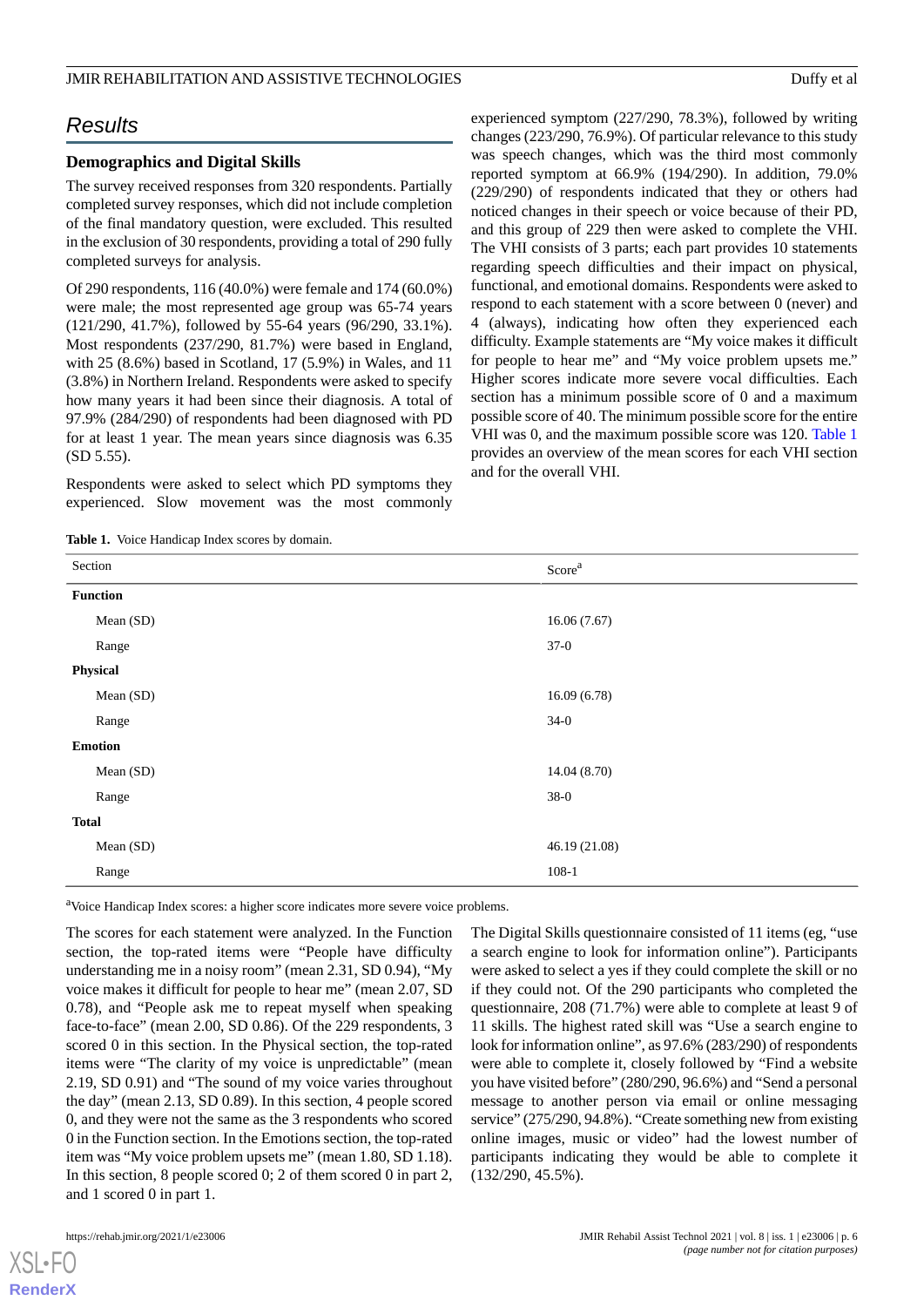## Results

### Demographics and Digital Skills

The survey received responses from 320 respondents. Partially completed survey responses, which did not include completion of the final mandatory question, were excluded. This resulted in the exclusion of 30 respondents, providing a total of 290 fully completed surveys for analysis.

Of 290 respondents, 116 (40.0%) were female and 174 (60.0%) were male; the most represented age group was 65-74 years (121/290, 41.7%), followed by 55-64 years (96/290, 33.1%). Most respondents (237/290, 81.7%) were based in England, with 25 (8.6%) based in Scotland, 17 (5.9%) in Wales, and 11 (3.8%) in Northern Ireland. Respondents were asked to specify how many years it had been since their diagnosis. A total of 97.9% (284/290) of respondents had been diagnosed with PD for at least 1 year. The mean years since diagnosis was 6.35 (SD 5.55).

Respondents were asked to select which PD symptoms they experienced. Slow movement was the most commonly experienced symptom (227/290, 78.3%), followed by writing changes (223/290, 76.9%). Of particular relevance to this study was speech changes, which was the third most commonly reported symptom at 66.9% (194/290). In addition, 79.0% (229/290) of respondents indicated that they or others had noticed changes in their speech or voice because of their PD, and this group of 229 then were asked to complete the VHI. The VHI consists of 3 parts; each part provides 10 statements regarding speech difficulties and their impact on physical, functional, and emotional domains. Respondents were asked to respond to each statement with a score between 0 (never) and 4 (always), indicating how often they experienced each difficulty. Example statements are "My voice makes it difficult for people to hear me" and "My voice problem upsets me." Higher scores indicate more severe vocal difficulties. Each section has a minimum possible score of 0 and a maximum possible score of 40. The minimum possible score for the entire VHI was 0, and the maximum possible score was 120. Table 1 provides an overview of the mean scores for each VHI section and for the overall VHI.

**Table 1.** Voice Handicap Index scores by domain.

| Section | Score[a] |
|---|---|
| **Function** | |
| Mean (SD) | 16.06 (7.67) |
| Range | 37-0 |
| **Physical** | |
| Mean (SD) | 16.09 (6.78) |
| Range | 34-0 |
| **Emotion** | |
| Mean (SD) | 14.04 (8.70) |
| Range | 38-0 |
| **Total** | |
| Mean (SD) | 46.19 (21.08) |
| Range | 108-1 |

[a]Voice Handicap Index scores: a higher score indicates more severe voice problems.

The scores for each statement were analyzed. In the Function section, the top-rated items were "People have difficulty understanding me in a noisy room" (mean 2.31, SD 0.94), "My voice makes it difficult for people to hear me" (mean 2.07, SD 0.78), and "People ask me to repeat myself when speaking face-to-face" (mean 2.00, SD 0.86). Of the 229 respondents, 3 scored 0 in this section. In the Physical section, the top-rated items were "The clarity of my voice is unpredictable" (mean 2.19, SD 0.91) and "The sound of my voice varies throughout the day" (mean 2.13, SD 0.89). In this section, 4 people scored 0, and they were not the same as the 3 respondents who scored 0 in the Function section. In the Emotions section, the top-rated item was "My voice problem upsets me" (mean 1.80, SD 1.18). In this section, 8 people scored 0; 2 of them scored 0 in part 2, and 1 scored 0 in part 1.

The Digital Skills questionnaire consisted of 11 items (eg, "use a search engine to look for information online"). Participants were asked to select a yes if they could complete the skill or no if they could not. Of the 290 participants who completed the questionnaire, 208 (71.7%) were able to complete at least 9 of 11 skills. The highest rated skill was "Use a search engine to look for information online", as 97.6% (283/290) of respondents were able to complete it, closely followed by "Find a website you have visited before" (280/290, 96.6%) and "Send a personal message to another person via email or online messaging service" (275/290, 94.8%). "Create something new from existing online images, music or video" had the lowest number of participants indicating they would be able to complete it (132/290, 45.5%).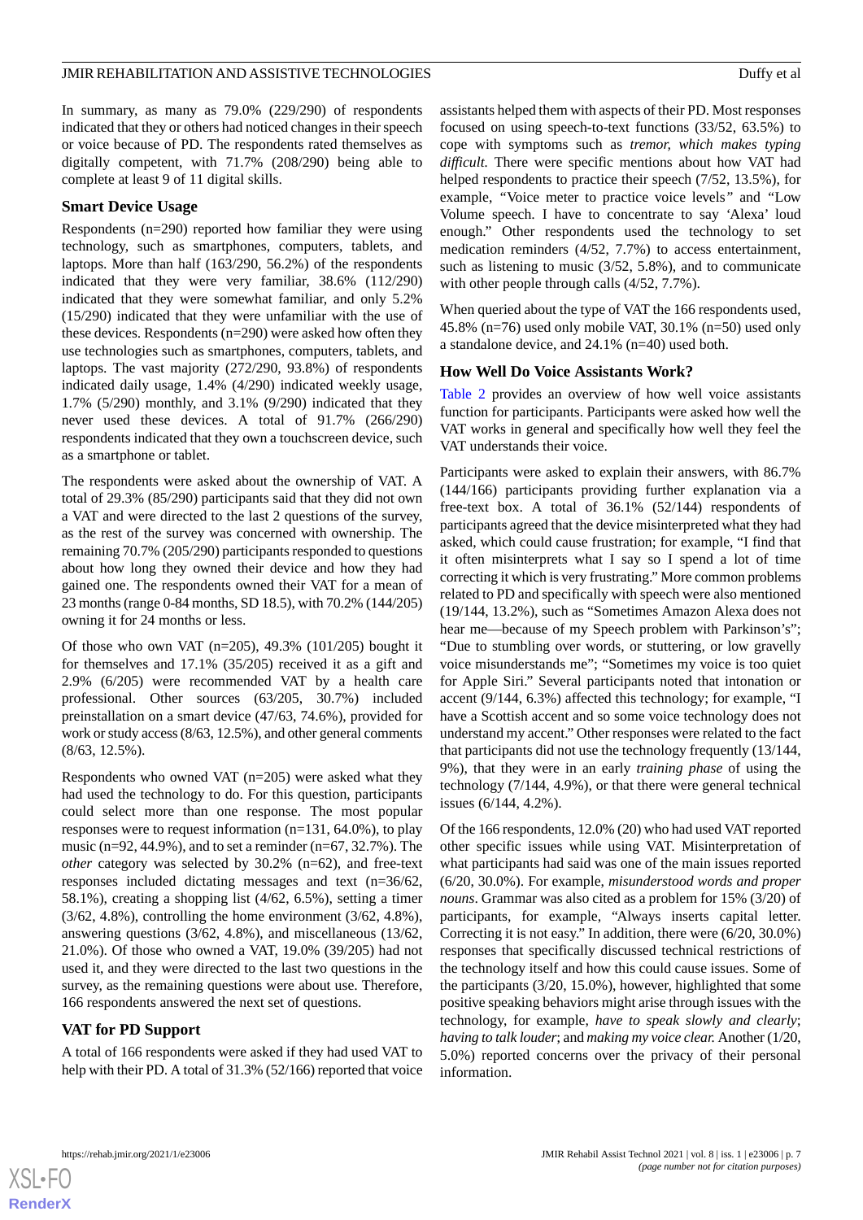In summary, as many as 79.0% (229/290) of respondents indicated that they or others had noticed changes in their speech or voice because of PD. The respondents rated themselves as digitally competent, with 71.7% (208/290) being able to complete at least 9 of 11 digital skills.

### Smart Device Usage

Respondents (n=290) reported how familiar they were using technology, such as smartphones, computers, tablets, and laptops. More than half (163/290, 56.2%) of the respondents indicated that they were very familiar, 38.6% (112/290) indicated that they were somewhat familiar, and only 5.2% (15/290) indicated that they were unfamiliar with the use of these devices. Respondents (n=290) were asked how often they use technologies such as smartphones, computers, tablets, and laptops. The vast majority (272/290, 93.8%) of respondents indicated daily usage, 1.4% (4/290) indicated weekly usage, 1.7% (5/290) monthly, and 3.1% (9/290) indicated that they never used these devices. A total of 91.7% (266/290) respondents indicated that they own a touchscreen device, such as a smartphone or tablet.

The respondents were asked about the ownership of VAT. A total of 29.3% (85/290) participants said that they did not own a VAT and were directed to the last 2 questions of the survey, as the rest of the survey was concerned with ownership. The remaining 70.7% (205/290) participants responded to questions about how long they owned their device and how they had gained one. The respondents owned their VAT for a mean of 23 months (range 0-84 months, SD 18.5), with 70.2% (144/205) owning it for 24 months or less.

Of those who own VAT (n=205), 49.3% (101/205) bought it for themselves and 17.1% (35/205) received it as a gift and 2.9% (6/205) were recommended VAT by a health care professional. Other sources (63/205, 30.7%) included preinstallation on a smart device (47/63, 74.6%), provided for work or study access (8/63, 12.5%), and other general comments (8/63, 12.5%).

Respondents who owned VAT (n=205) were asked what they had used the technology to do. For this question, participants could select more than one response. The most popular responses were to request information (n=131, 64.0%), to play music (n=92, 44.9%), and to set a reminder (n=67, 32.7%). The *other* category was selected by 30.2% (n=62), and free-text responses included dictating messages and text (n=36/62, 58.1%), creating a shopping list (4/62, 6.5%), setting a timer (3/62, 4.8%), controlling the home environment (3/62, 4.8%), answering questions (3/62, 4.8%), and miscellaneous (13/62, 21.0%). Of those who owned a VAT, 19.0% (39/205) had not used it, and they were directed to the last two questions in the survey, as the remaining questions were about use. Therefore, 166 respondents answered the next set of questions.

### VAT for PD Support

A total of 166 respondents were asked if they had used VAT to help with their PD. A total of 31.3% (52/166) reported that voice assistants helped them with aspects of their PD. Most responses focused on using speech-to-text functions (33/52, 63.5%) to cope with symptoms such as *tremor, which makes typing difficult*. There were specific mentions about how VAT had helped respondents to practice their speech (7/52, 13.5%), for example, "Voice meter to practice voice levels" and "Low Volume speech. I have to concentrate to say 'Alexa' loud enough." Other respondents used the technology to set medication reminders (4/52, 7.7%) to access entertainment, such as listening to music (3/52, 5.8%), and to communicate with other people through calls (4/52, 7.7%).

When queried about the type of VAT the 166 respondents used, 45.8% (n=76) used only mobile VAT, 30.1% (n=50) used only a standalone device, and 24.1% (n=40) used both.

### How Well Do Voice Assistants Work?

Table 2 provides an overview of how well voice assistants function for participants. Participants were asked how well the VAT works in general and specifically how well they feel the VAT understands their voice.

Participants were asked to explain their answers, with 86.7% (144/166) participants providing further explanation via a free-text box. A total of 36.1% (52/144) respondents of participants agreed that the device misinterpreted what they had asked, which could cause frustration; for example, "I find that it often misinterprets what I say so I spend a lot of time correcting it which is very frustrating." More common problems related to PD and specifically with speech were also mentioned (19/144, 13.2%), such as "Sometimes Amazon Alexa does not hear me—because of my Speech problem with Parkinson's"; "Due to stumbling over words, or stuttering, or low gravelly voice misunderstands me"; "Sometimes my voice is too quiet for Apple Siri." Several participants noted that intonation or accent (9/144, 6.3%) affected this technology; for example, "I have a Scottish accent and so some voice technology does not understand my accent." Other responses were related to the fact that participants did not use the technology frequently (13/144, 9%), that they were in an early *training phase* of using the technology (7/144, 4.9%), or that there were general technical issues (6/144, 4.2%).

Of the 166 respondents, 12.0% (20) who had used VAT reported other specific issues while using VAT. Misinterpretation of what participants had said was one of the main issues reported (6/20, 30.0%). For example, *misunderstood words and proper nouns*. Grammar was also cited as a problem for 15% (3/20) of participants, for example, "Always inserts capital letter. Correcting it is not easy." In addition, there were (6/20, 30.0%) responses that specifically discussed technical restrictions of the technology itself and how this could cause issues. Some of the participants (3/20, 15.0%), however, highlighted that some positive speaking behaviors might arise through issues with the technology, for example, *have to speak slowly and clearly*; *having to talk louder*; and *making my voice clear.* Another (1/20, 5.0%) reported concerns over the privacy of their personal information.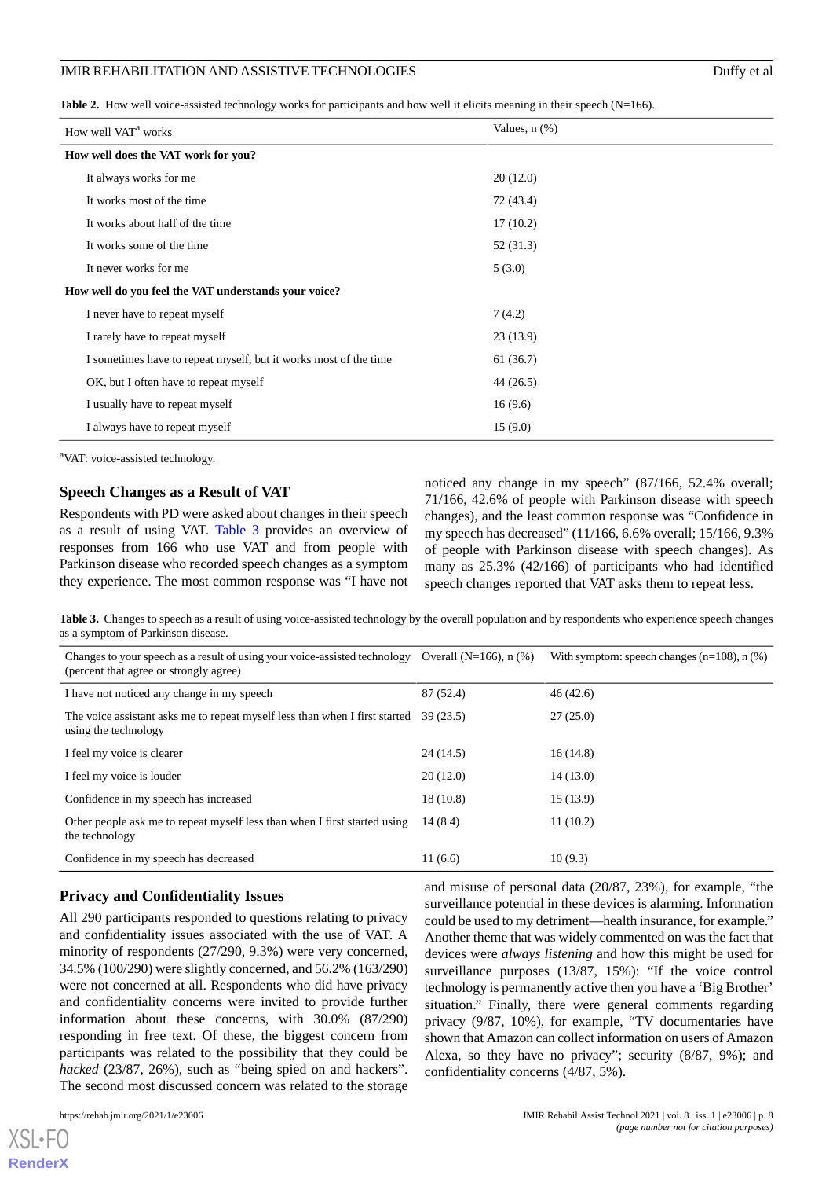**Table 2.** How well voice-assisted technology works for participants and how well it elicits meaning in their speech (N=166).

| How well VAT[a] works | Values, n (%) |
|---|---|
| **How well does the VAT work for you?** | |
| It always works for me | 20 (12.0) |
| It works most of the time | 72 (43.4) |
| It works about half of the time | 17 (10.2) |
| It works some of the time | 52 (31.3) |
| It never works for me | 5 (3.0) |
| **How well do you feel the VAT understands your voice?** | |
| I never have to repeat myself | 7 (4.2) |
| I rarely have to repeat myself | 23 (13.9) |
| I sometimes have to repeat myself, but it works most of the time | 61 (36.7) |
| OK, but I often have to repeat myself | 44 (26.5) |
| I usually have to repeat myself | 16 (9.6) |
| I always have to repeat myself | 15 (9.0) |

[a]VAT: voice-assisted technology.

## Speech Changes as a Result of VAT

Respondents with PD were asked about changes in their speech as a result of using VAT. Table 3 provides an overview of responses from 166 who use VAT and from people with Parkinson disease who recorded speech changes as a symptom they experience. The most common response was "I have not noticed any change in my speech" (87/166, 52.4% overall; 71/166, 42.6% of people with Parkinson disease with speech changes), and the least common response was "Confidence in my speech has decreased" (11/166, 6.6% overall; 15/166, 9.3% of people with Parkinson disease with speech changes). As many as 25.3% (42/166) of participants who had identified speech changes reported that VAT asks them to repeat less.

**Table 3.** Changes to speech as a result of using voice-assisted technology by the overall population and by respondents who experience speech changes as a symptom of Parkinson disease.

| Changes to your speech as a result of using your voice-assisted technology (percent that agree or strongly agree) | Overall (N=166), n (%) | With symptom: speech changes (n=108), n (%) |
|---|---|---|
| I have not noticed any change in my speech | 87 (52.4) | 46 (42.6) |
| The voice assistant asks me to repeat myself less than when I first started using the technology | 39 (23.5) | 27 (25.0) |
| I feel my voice is clearer | 24 (14.5) | 16 (14.8) |
| I feel my voice is louder | 20 (12.0) | 14 (13.0) |
| Confidence in my speech has increased | 18 (10.8) | 15 (13.9) |
| Other people ask me to repeat myself less than when I first started using the technology | 14 (8.4) | 11 (10.2) |
| Confidence in my speech has decreased | 11 (6.6) | 10 (9.3) |

## Privacy and Confidentiality Issues

All 290 participants responded to questions relating to privacy and confidentiality issues associated with the use of VAT. A minority of respondents (27/290, 9.3%) were very concerned, 34.5% (100/290) were slightly concerned, and 56.2% (163/290) were not concerned at all. Respondents who did have privacy and confidentiality concerns were invited to provide further information about these concerns, with 30.0% (87/290) responding in free text. Of these, the biggest concern from participants was related to the possibility that they could be *hacked* (23/87, 26%), such as "being spied on and hackers". The second most discussed concern was related to the storage and misuse of personal data (20/87, 23%), for example, "the surveillance potential in these devices is alarming. Information could be used to my detriment—health insurance, for example." Another theme that was widely commented on was the fact that devices were *always listening* and how this might be used for surveillance purposes (13/87, 15%): "If the voice control technology is permanently active then you have a 'Big Brother' situation." Finally, there were general comments regarding privacy (9/87, 10%), for example, "TV documentaries have shown that Amazon can collect information on users of Amazon Alexa, so they have no privacy"; security (8/87, 9%); and confidentiality concerns (4/87, 5%).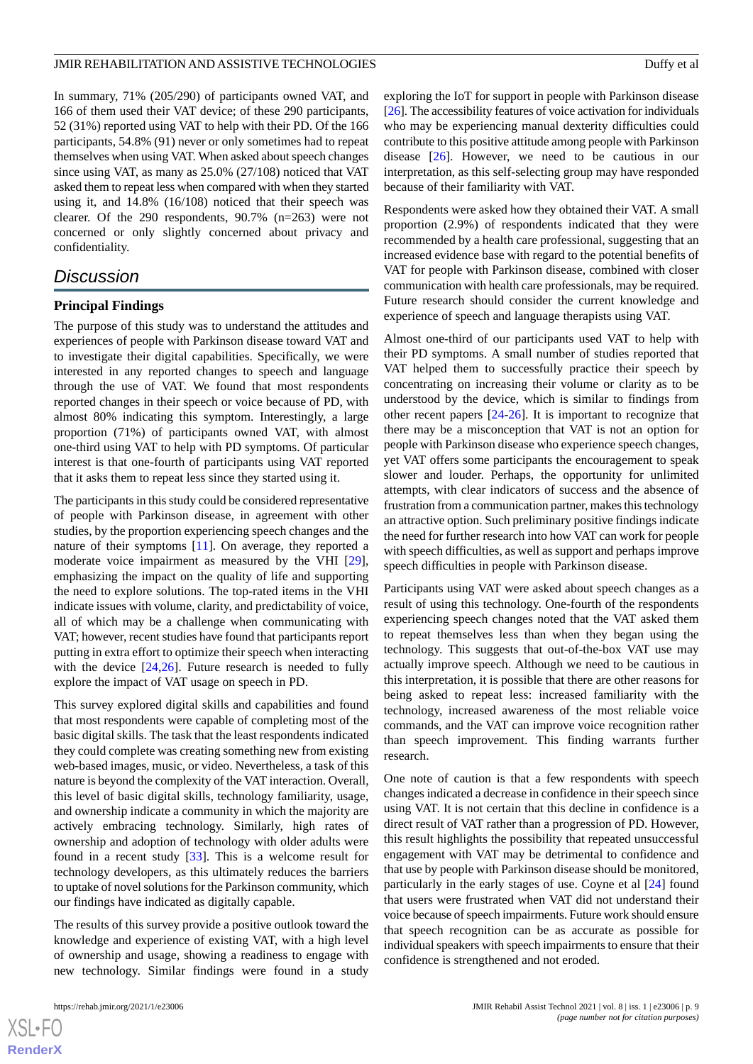In summary, 71% (205/290) of participants owned VAT, and 166 of them used their VAT device; of these 290 participants, 52 (31%) reported using VAT to help with their PD. Of the 166 participants, 54.8% (91) never or only sometimes had to repeat themselves when using VAT. When asked about speech changes since using VAT, as many as 25.0% (27/108) noticed that VAT asked them to repeat less when compared with when they started using it, and 14.8% (16/108) noticed that their speech was clearer. Of the 290 respondents, 90.7% (n=263) were not concerned or only slightly concerned about privacy and confidentiality.

## Discussion

### Principal Findings

The purpose of this study was to understand the attitudes and experiences of people with Parkinson disease toward VAT and to investigate their digital capabilities. Specifically, we were interested in any reported changes to speech and language through the use of VAT. We found that most respondents reported changes in their speech or voice because of PD, with almost 80% indicating this symptom. Interestingly, a large proportion (71%) of participants owned VAT, with almost one-third using VAT to help with PD symptoms. Of particular interest is that one-fourth of participants using VAT reported that it asks them to repeat less since they started using it.

The participants in this study could be considered representative of people with Parkinson disease, in agreement with other studies, by the proportion experiencing speech changes and the nature of their symptoms [11]. On average, they reported a moderate voice impairment as measured by the VHI [29], emphasizing the impact on the quality of life and supporting the need to explore solutions. The top-rated items in the VHI indicate issues with volume, clarity, and predictability of voice, all of which may be a challenge when communicating with VAT; however, recent studies have found that participants report putting in extra effort to optimize their speech when interacting with the device [24,26]. Future research is needed to fully explore the impact of VAT usage on speech in PD.

This survey explored digital skills and capabilities and found that most respondents were capable of completing most of the basic digital skills. The task that the least respondents indicated they could complete was creating something new from existing web-based images, music, or video. Nevertheless, a task of this nature is beyond the complexity of the VAT interaction. Overall, this level of basic digital skills, technology familiarity, usage, and ownership indicate a community in which the majority are actively embracing technology. Similarly, high rates of ownership and adoption of technology with older adults were found in a recent study [33]. This is a welcome result for technology developers, as this ultimately reduces the barriers to uptake of novel solutions for the Parkinson community, which our findings have indicated as digitally capable.

The results of this survey provide a positive outlook toward the knowledge and experience of existing VAT, with a high level of ownership and usage, showing a readiness to engage with new technology. Similar findings were found in a study exploring the IoT for support in people with Parkinson disease [26]. The accessibility features of voice activation for individuals who may be experiencing manual dexterity difficulties could contribute to this positive attitude among people with Parkinson disease [26]. However, we need to be cautious in our interpretation, as this self-selecting group may have responded because of their familiarity with VAT.

Respondents were asked how they obtained their VAT. A small proportion (2.9%) of respondents indicated that they were recommended by a health care professional, suggesting that an increased evidence base with regard to the potential benefits of VAT for people with Parkinson disease, combined with closer communication with health care professionals, may be required. Future research should consider the current knowledge and experience of speech and language therapists using VAT.

Almost one-third of our participants used VAT to help with their PD symptoms. A small number of studies reported that VAT helped them to successfully practice their speech by concentrating on increasing their volume or clarity as to be understood by the device, which is similar to findings from other recent papers [24-26]. It is important to recognize that there may be a misconception that VAT is not an option for people with Parkinson disease who experience speech changes, yet VAT offers some participants the encouragement to speak slower and louder. Perhaps, the opportunity for unlimited attempts, with clear indicators of success and the absence of frustration from a communication partner, makes this technology an attractive option. Such preliminary positive findings indicate the need for further research into how VAT can work for people with speech difficulties, as well as support and perhaps improve speech difficulties in people with Parkinson disease.

Participants using VAT were asked about speech changes as a result of using this technology. One-fourth of the respondents experiencing speech changes noted that the VAT asked them to repeat themselves less than when they began using the technology. This suggests that out-of-the-box VAT use may actually improve speech. Although we need to be cautious in this interpretation, it is possible that there are other reasons for being asked to repeat less: increased familiarity with the technology, increased awareness of the most reliable voice commands, and the VAT can improve voice recognition rather than speech improvement. This finding warrants further research.

One note of caution is that a few respondents with speech changes indicated a decrease in confidence in their speech since using VAT. It is not certain that this decline in confidence is a direct result of VAT rather than a progression of PD. However, this result highlights the possibility that repeated unsuccessful engagement with VAT may be detrimental to confidence and that use by people with Parkinson disease should be monitored, particularly in the early stages of use. Coyne et al [24] found that users were frustrated when VAT did not understand their voice because of speech impairments. Future work should ensure that speech recognition can be as accurate as possible for individual speakers with speech impairments to ensure that their confidence is strengthened and not eroded.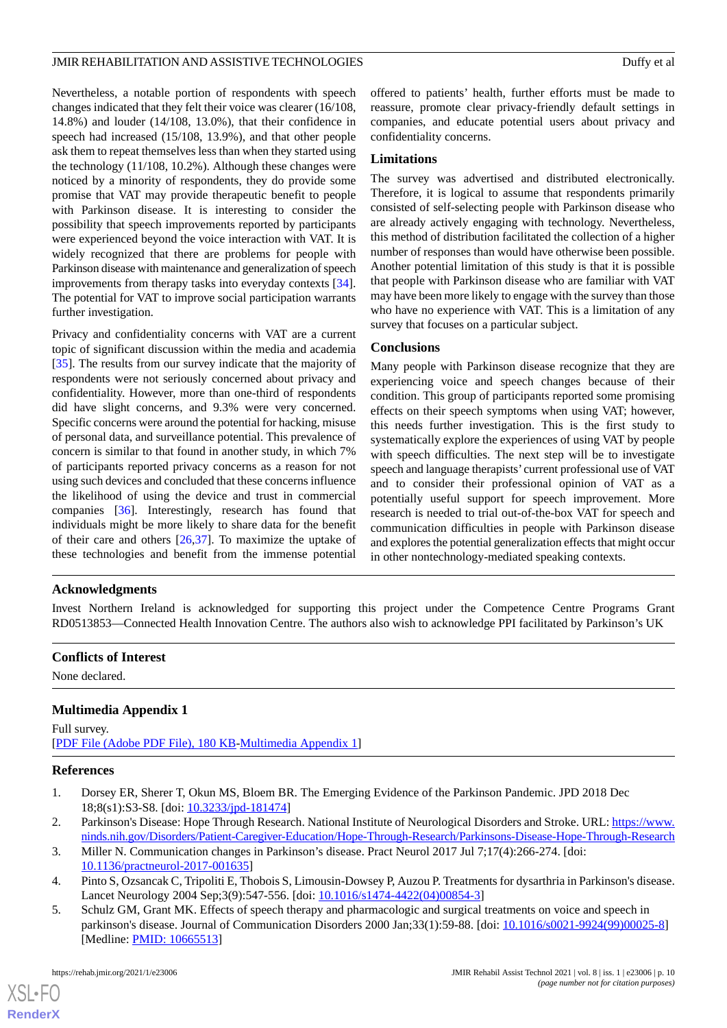Nevertheless, a notable portion of respondents with speech changes indicated that they felt their voice was clearer (16/108, 14.8%) and louder (14/108, 13.0%), that their confidence in speech had increased (15/108, 13.9%), and that other people ask them to repeat themselves less than when they started using the technology (11/108, 10.2%). Although these changes were noticed by a minority of respondents, they do provide some promise that VAT may provide therapeutic benefit to people with Parkinson disease. It is interesting to consider the possibility that speech improvements reported by participants were experienced beyond the voice interaction with VAT. It is widely recognized that there are problems for people with Parkinson disease with maintenance and generalization of speech improvements from therapy tasks into everyday contexts [34]. The potential for VAT to improve social participation warrants further investigation.

Privacy and confidentiality concerns with VAT are a current topic of significant discussion within the media and academia [35]. The results from our survey indicate that the majority of respondents were not seriously concerned about privacy and confidentiality. However, more than one-third of respondents did have slight concerns, and 9.3% were very concerned. Specific concerns were around the potential for hacking, misuse of personal data, and surveillance potential. This prevalence of concern is similar to that found in another study, in which 7% of participants reported privacy concerns as a reason for not using such devices and concluded that these concerns influence the likelihood of using the device and trust in commercial companies [36]. Interestingly, research has found that individuals might be more likely to share data for the benefit of their care and others [26,37]. To maximize the uptake of these technologies and benefit from the immense potential offered to patients' health, further efforts must be made to reassure, promote clear privacy-friendly default settings in companies, and educate potential users about privacy and confidentiality concerns.

### Limitations

The survey was advertised and distributed electronically. Therefore, it is logical to assume that respondents primarily consisted of self-selecting people with Parkinson disease who are already actively engaging with technology. Nevertheless, this method of distribution facilitated the collection of a higher number of responses than would have otherwise been possible. Another potential limitation of this study is that it is possible that people with Parkinson disease who are familiar with VAT may have been more likely to engage with the survey than those who have no experience with VAT. This is a limitation of any survey that focuses on a particular subject.

### Conclusions

Many people with Parkinson disease recognize that they are experiencing voice and speech changes because of their condition. This group of participants reported some promising effects on their speech symptoms when using VAT; however, this needs further investigation. This is the first study to systematically explore the experiences of using VAT by people with speech difficulties. The next step will be to investigate speech and language therapists' current professional use of VAT and to consider their professional opinion of VAT as a potentially useful support for speech improvement. More research is needed to trial out-of-the-box VAT for speech and communication difficulties in people with Parkinson disease and explores the potential generalization effects that might occur in other nontechnology-mediated speaking contexts.

## Acknowledgments

Invest Northern Ireland is acknowledged for supporting this project under the Competence Centre Programs Grant RD0513853—Connected Health Innovation Centre. The authors also wish to acknowledge PPI facilitated by Parkinson's UK

## Conflicts of Interest

None declared.

## Multimedia Appendix 1

Full survey.
[PDF File (Adobe PDF File), 180 KB-Multimedia Appendix 1]

## References

1. Dorsey ER, Sherer T, Okun MS, Bloem BR. The Emerging Evidence of the Parkinson Pandemic. JPD 2018 Dec 18;8(s1):S3-S8. [doi: 10.3233/jpd-181474]
2. Parkinson's Disease: Hope Through Research. National Institute of Neurological Disorders and Stroke. URL: https://www.ninds.nih.gov/Disorders/Patient-Caregiver-Education/Hope-Through-Research/Parkinsons-Disease-Hope-Through-Research
3. Miller N. Communication changes in Parkinson's disease. Pract Neurol 2017 Jul 7;17(4):266-274. [doi: 10.1136/practneurol-2017-001635]
4. Pinto S, Ozsancak C, Tripoliti E, Thobois S, Limousin-Dowsey P, Auzou P. Treatments for dysarthria in Parkinson's disease. Lancet Neurology 2004 Sep;3(9):547-556. [doi: 10.1016/s1474-4422(04)00854-3]
5. Schulz GM, Grant MK. Effects of speech therapy and pharmacologic and surgical treatments on voice and speech in parkinson's disease. Journal of Communication Disorders 2000 Jan;33(1):59-88. [doi: 10.1016/s0021-9924(99)00025-8] [Medline: PMID: 10665513]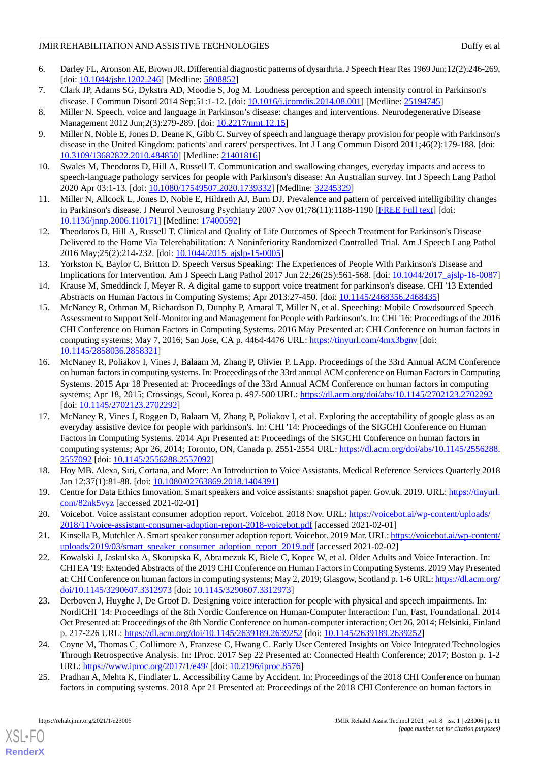6. Darley FL, Aronson AE, Brown JR. Differential diagnostic patterns of dysarthria. J Speech Hear Res 1969 Jun;12(2):246-269. [doi: 10.1044/jshr.1202.246] [Medline: 5808852]
7. Clark JP, Adams SG, Dykstra AD, Moodie S, Jog M. Loudness perception and speech intensity control in Parkinson's disease. J Commun Disord 2014 Sep;51:1-12. [doi: 10.1016/j.jcomdis.2014.08.001] [Medline: 25194745]
8. Miller N. Speech, voice and language in Parkinson's disease: changes and interventions. Neurodegenerative Disease Management 2012 Jun;2(3):279-289. [doi: 10.2217/nmt.12.15]
9. Miller N, Noble E, Jones D, Deane K, Gibb C. Survey of speech and language therapy provision for people with Parkinson's disease in the United Kingdom: patients' and carers' perspectives. Int J Lang Commun Disord 2011;46(2):179-188. [doi: 10.3109/13682822.2010.484850] [Medline: 21401816]
10. Swales M, Theodoros D, Hill A, Russell T. Communication and swallowing changes, everyday impacts and access to speech-language pathology services for people with Parkinson's disease: An Australian survey. Int J Speech Lang Pathol 2020 Apr 03:1-13. [doi: 10.1080/17549507.2020.1739332] [Medline: 32245329]
11. Miller N, Allcock L, Jones D, Noble E, Hildreth AJ, Burn DJ. Prevalence and pattern of perceived intelligibility changes in Parkinson's disease. J Neurol Neurosurg Psychiatry 2007 Nov 01;78(11):1188-1190 [FREE Full text] [doi: 10.1136/jnnp.2006.110171] [Medline: 17400592]
12. Theodoros D, Hill A, Russell T. Clinical and Quality of Life Outcomes of Speech Treatment for Parkinson's Disease Delivered to the Home Via Telerehabilitation: A Noninferiority Randomized Controlled Trial. Am J Speech Lang Pathol 2016 May;25(2):214-232. [doi: 10.1044/2015_ajslp-15-0005]
13. Yorkston K, Baylor C, Britton D. Speech Versus Speaking: The Experiences of People With Parkinson's Disease and Implications for Intervention. Am J Speech Lang Pathol 2017 Jun 22;26(2S):561-568. [doi: 10.1044/2017_ajslp-16-0087]
14. Krause M, Smeddinck J, Meyer R. A digital game to support voice treatment for parkinson's disease. CHI '13 Extended Abstracts on Human Factors in Computing Systems; Apr 2013:27-450. [doi: 10.1145/2468356.2468435]
15. McNaney R, Othman M, Richardson D, Dunphy P, Amaral T, Miller N, et al. Speeching: Mobile Crowdsourced Speech Assessment to Support Self-Monitoring and Management for People with Parkinson's. In: CHI '16: Proceedings of the 2016 CHI Conference on Human Factors in Computing Systems. 2016 May Presented at: CHI Conference on human factors in computing systems; May 7, 2016; San Jose, CA p. 4464-4476 URL: https://tinyurl.com/4mx3bgnv [doi: 10.1145/2858036.2858321]
16. McNaney R, Poliakov I, Vines J, Balaam M, Zhang P, Olivier P. LApp. Proceedings of the 33rd Annual ACM Conference on human factors in computing systems. In: Proceedings of the 33rd annual ACM conference on Human Factors in Computing Systems. 2015 Apr 18 Presented at: Proceedings of the 33rd Annual ACM Conference on human factors in computing systems; Apr 18, 2015; Crossings, Seoul, Korea p. 497-500 URL: https://dl.acm.org/doi/abs/10.1145/2702123.2702292 [doi: 10.1145/2702123.2702292]
17. McNaney R, Vines J, Roggen D, Balaam M, Zhang P, Poliakov I, et al. Exploring the acceptability of google glass as an everyday assistive device for people with parkinson's. In: CHI '14: Proceedings of the SIGCHI Conference on Human Factors in Computing Systems. 2014 Apr Presented at: Proceedings of the SIGCHI Conference on human factors in computing systems; Apr 26, 2014; Toronto, ON, Canada p. 2551-2554 URL: https://dl.acm.org/doi/abs/10.1145/2556288.2557092 [doi: 10.1145/2556288.2557092]
18. Hoy MB. Alexa, Siri, Cortana, and More: An Introduction to Voice Assistants. Medical Reference Services Quarterly 2018 Jan 12;37(1):81-88. [doi: 10.1080/02763869.2018.1404391]
19. Centre for Data Ethics Innovation. Smart speakers and voice assistants: snapshot paper. Gov.uk. 2019. URL: https://tinyurl.com/82nk5vyz [accessed 2021-02-01]
20. Voicebot. Voice assistant consumer adoption report. Voicebot. 2018 Nov. URL: https://voicebot.ai/wp-content/uploads/2018/11/voice-assistant-consumer-adoption-report-2018-voicebot.pdf [accessed 2021-02-01]
21. Kinsella B, Mutchler A. Smart speaker consumer adoption report. Voicebot. 2019 Mar. URL: https://voicebot.ai/wp-content/uploads/2019/03/smart_speaker_consumer_adoption_report_2019.pdf [accessed 2021-02-02]
22. Kowalski J, Jaskulska A, Skorupska K, Abramczuk K, Biele C, Kopec W, et al. Older Adults and Voice Interaction. In: CHI EA '19: Extended Abstracts of the 2019 CHI Conference on Human Factors in Computing Systems. 2019 May Presented at: CHI Conference on human factors in computing systems; May 2, 2019; Glasgow, Scotland p. 1-6 URL: https://dl.acm.org/doi/10.1145/3290607.3312973 [doi: 10.1145/3290607.3312973]
23. Derboven J, Huyghe J, De Groof D. Designing voice interaction for people with physical and speech impairments. In: NordiCHI '14: Proceedings of the 8th Nordic Conference on Human-Computer Interaction: Fun, Fast, Foundational. 2014 Oct Presented at: Proceedings of the 8th Nordic Conference on human-computer interaction; Oct 26, 2014; Helsinki, Finland p. 217-226 URL: https://dl.acm.org/doi/10.1145/2639189.2639252 [doi: 10.1145/2639189.2639252]
24. Coyne M, Thomas C, Collimore A, Franzese C, Hwang C. Early User Centered Insights on Voice Integrated Technologies Through Retrospective Analysis. In: IProc. 2017 Sep 22 Presented at: Connected Health Conference; 2017; Boston p. 1-2 URL: https://www.iproc.org/2017/1/e49/ [doi: 10.2196/iproc.8576]
25. Pradhan A, Mehta K, Findlater L. Accessibility Came by Accident. In: Proceedings of the 2018 CHI Conference on human factors in computing systems. 2018 Apr 21 Presented at: Proceedings of the 2018 CHI Conference on human factors in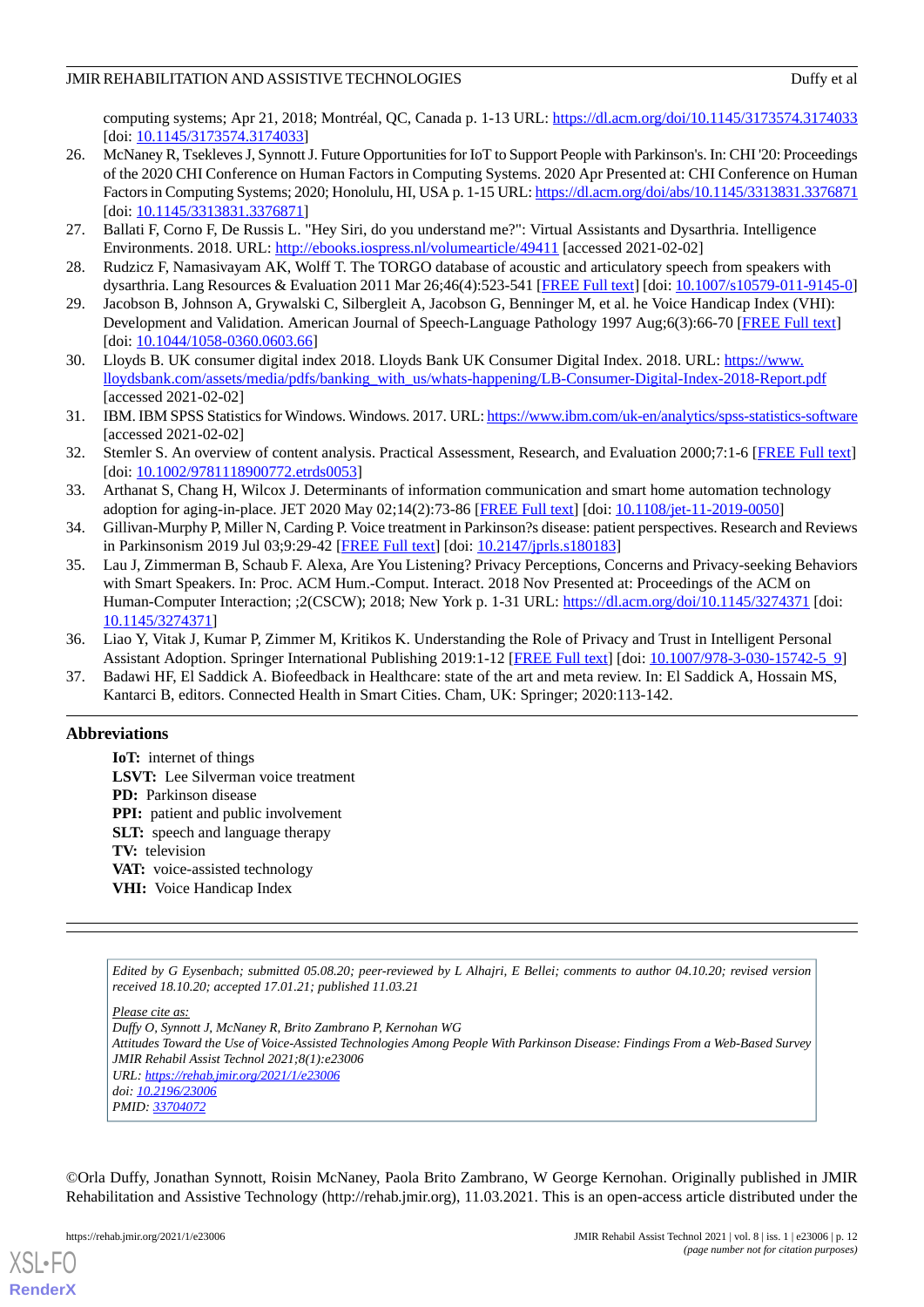computing systems; Apr 21, 2018; Montréal, QC, Canada p. 1-13 URL: https://dl.acm.org/doi/10.1145/3173574.3174033 [doi: 10.1145/3173574.3174033]

26. McNaney R, Tsekleves J, Synnott J. Future Opportunities for IoT to Support People with Parkinson's. In: CHI '20: Proceedings of the 2020 CHI Conference on Human Factors in Computing Systems. 2020 Apr Presented at: CHI Conference on Human Factors in Computing Systems; 2020; Honolulu, HI, USA p. 1-15 URL: https://dl.acm.org/doi/abs/10.1145/3313831.3376871 [doi: 10.1145/3313831.3376871]
27. Ballati F, Corno F, De Russis L. "Hey Siri, do you understand me?": Virtual Assistants and Dysarthria. Intelligence Environments. 2018. URL: http://ebooks.iospress.nl/volumearticle/49411 [accessed 2021-02-02]
28. Rudzicz F, Namasivayam AK, Wolff T. The TORGO database of acoustic and articulatory speech from speakers with dysarthria. Lang Resources & Evaluation 2011 Mar 26;46(4):523-541 [FREE Full text] [doi: 10.1007/s10579-011-9145-0]
29. Jacobson B, Johnson A, Grywalski C, Silbergleit A, Jacobson G, Benninger M, et al. he Voice Handicap Index (VHI): Development and Validation. American Journal of Speech-Language Pathology 1997 Aug;6(3):66-70 [FREE Full text] [doi: 10.1044/1058-0360.0603.66]
30. Lloyds B. UK consumer digital index 2018. Lloyds Bank UK Consumer Digital Index. 2018. URL: https://www.lloydsbank.com/assets/media/pdfs/banking_with_us/whats-happening/LB-Consumer-Digital-Index-2018-Report.pdf [accessed 2021-02-02]
31. IBM. IBM SPSS Statistics for Windows. Windows. 2017. URL: https://www.ibm.com/uk-en/analytics/spss-statistics-software [accessed 2021-02-02]
32. Stemler S. An overview of content analysis. Practical Assessment, Research, and Evaluation 2000;7:1-6 [FREE Full text] [doi: 10.1002/9781118900772.etrds0053]
33. Arthanat S, Chang H, Wilcox J. Determinants of information communication and smart home automation technology adoption for aging-in-place. JET 2020 May 02;14(2):73-86 [FREE Full text] [doi: 10.1108/jet-11-2019-0050]
34. Gillivan-Murphy P, Miller N, Carding P. Voice treatment in Parkinson?s disease: patient perspectives. Research and Reviews in Parkinsonism 2019 Jul 03;9:29-42 [FREE Full text] [doi: 10.2147/jprls.s180183]
35. Lau J, Zimmerman B, Schaub F. Alexa, Are You Listening? Privacy Perceptions, Concerns and Privacy-seeking Behaviors with Smart Speakers. In: Proc. ACM Hum.-Comput. Interact. 2018 Nov Presented at: Proceedings of the ACM on Human-Computer Interaction; ;2(CSCW); 2018; New York p. 1-31 URL: https://dl.acm.org/doi/10.1145/3274371 [doi: 10.1145/3274371]
36. Liao Y, Vitak J, Kumar P, Zimmer M, Kritikos K. Understanding the Role of Privacy and Trust in Intelligent Personal Assistant Adoption. Springer International Publishing 2019:1-12 [FREE Full text] [doi: 10.1007/978-3-030-15742-5_9]
37. Badawi HF, El Saddick A. Biofeedback in Healthcare: state of the art and meta review. In: El Saddick A, Hossain MS, Kantarci B, editors. Connected Health in Smart Cities. Cham, UK: Springer; 2020:113-142.

## Abbreviations

**IoT:** internet of things
**LSVT:** Lee Silverman voice treatment
**PD:** Parkinson disease
**PPI:** patient and public involvement
**SLT:** speech and language therapy
**TV:** television
**VAT:** voice-assisted technology
**VHI:** Voice Handicap Index

*Edited by G Eysenbach; submitted 05.08.20; peer-reviewed by L Alhajri, E Bellei; comments to author 04.10.20; revised version received 18.10.20; accepted 17.01.21; published 11.03.21*

*Please cite as:*
*Duffy O, Synnott J, McNaney R, Brito Zambrano P, Kernohan WG*
*Attitudes Toward the Use of Voice-Assisted Technologies Among People With Parkinson Disease: Findings From a Web-Based Survey*
*JMIR Rehabil Assist Technol 2021;8(1):e23006*
*URL: https://rehab.jmir.org/2021/1/e23006*
*doi: 10.2196/23006*
*PMID: 33704072*

©Orla Duffy, Jonathan Synnott, Roisin McNaney, Paola Brito Zambrano, W George Kernohan. Originally published in JMIR Rehabilitation and Assistive Technology (http://rehab.jmir.org), 11.03.2021. This is an open-access article distributed under the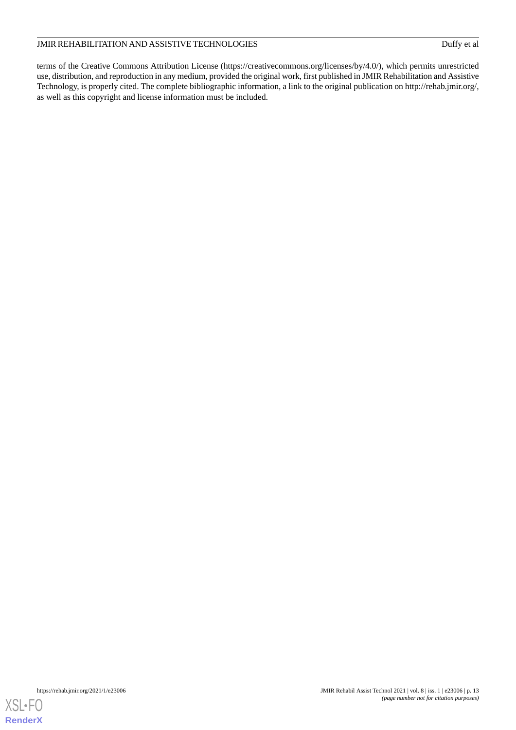terms of the Creative Commons Attribution License (https://creativecommons.org/licenses/by/4.0/), which permits unrestricted use, distribution, and reproduction in any medium, provided the original work, first published in JMIR Rehabilitation and Assistive Technology, is properly cited. The complete bibliographic information, a link to the original publication on http://rehab.jmir.org/, as well as this copyright and license information must be included.